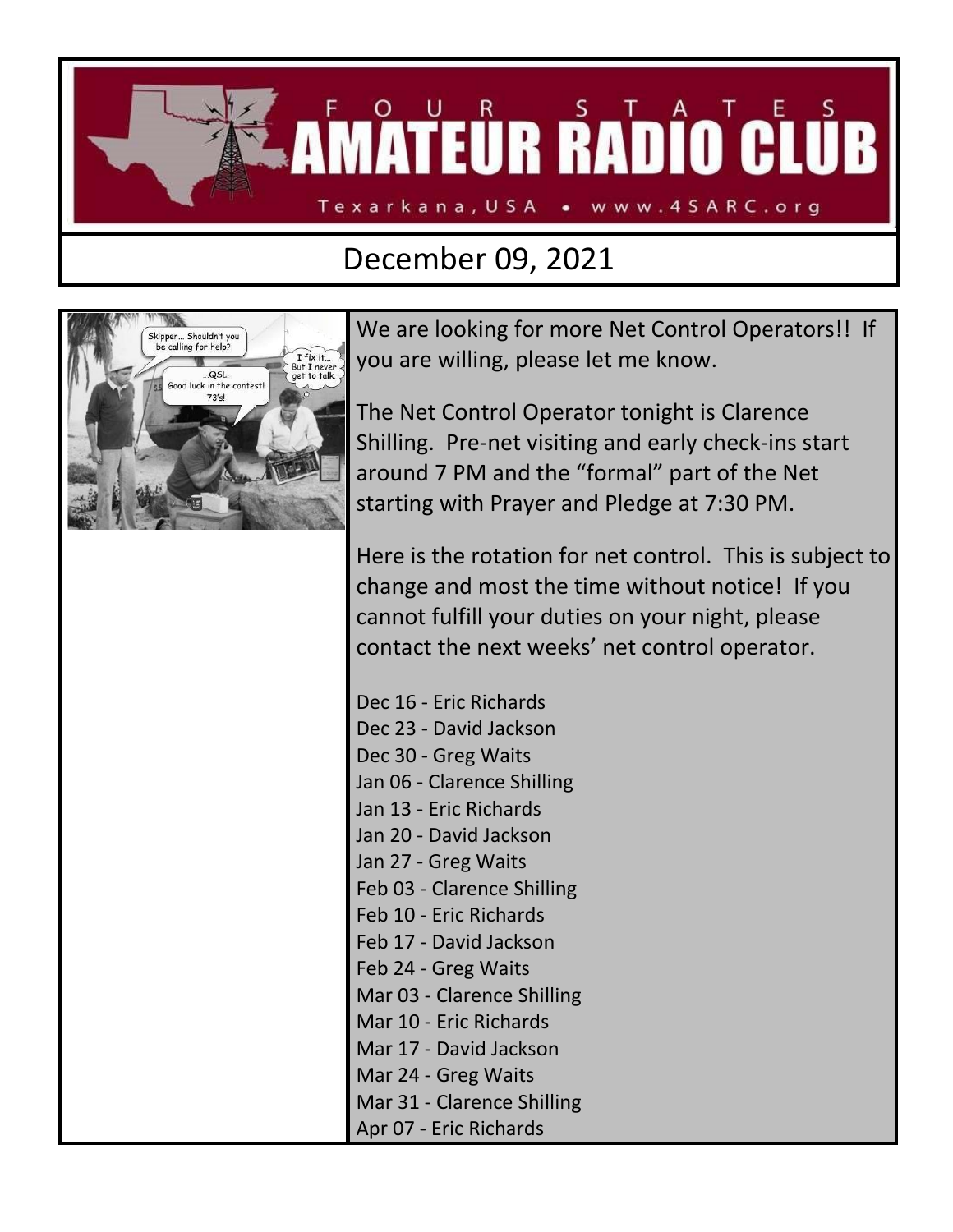# FOUR STATES AMATEUR RADIO CLUB

Texarkana, USA • www.4SARC.org

## December 09, 2021

We are looking for more Net Control Operators!! If you are willing, please let me know.

The Net Control Operator tonight is Clarence Shilling. Pre-net visiting and early check-ins start around 7 PM and the "formal" part of the Net starting with Prayer and Pledge at 7:30 PM.

Here is the rotation for net control. This is subject to change and most the time without notice! If you cannot fulfill your duties on your night, please contact the next weeks' net control operator.

Dec 16 - Eric Richards
Dec 23 - David Jackson
Dec 30 - Greg Waits
Jan 06 - Clarence Shilling
Jan 13 - Eric Richards
Jan 20 - David Jackson
Jan 27 - Greg Waits
Feb 03 - Clarence Shilling
Feb 10 - Eric Richards
Feb 17 - David Jackson
Feb 24 - Greg Waits
Mar 03 - Clarence Shilling
Mar 10 - Eric Richards
Mar 17 - David Jackson
Mar 24 - Greg Waits
Mar 31 - Clarence Shilling
Apr 07 - Eric Richards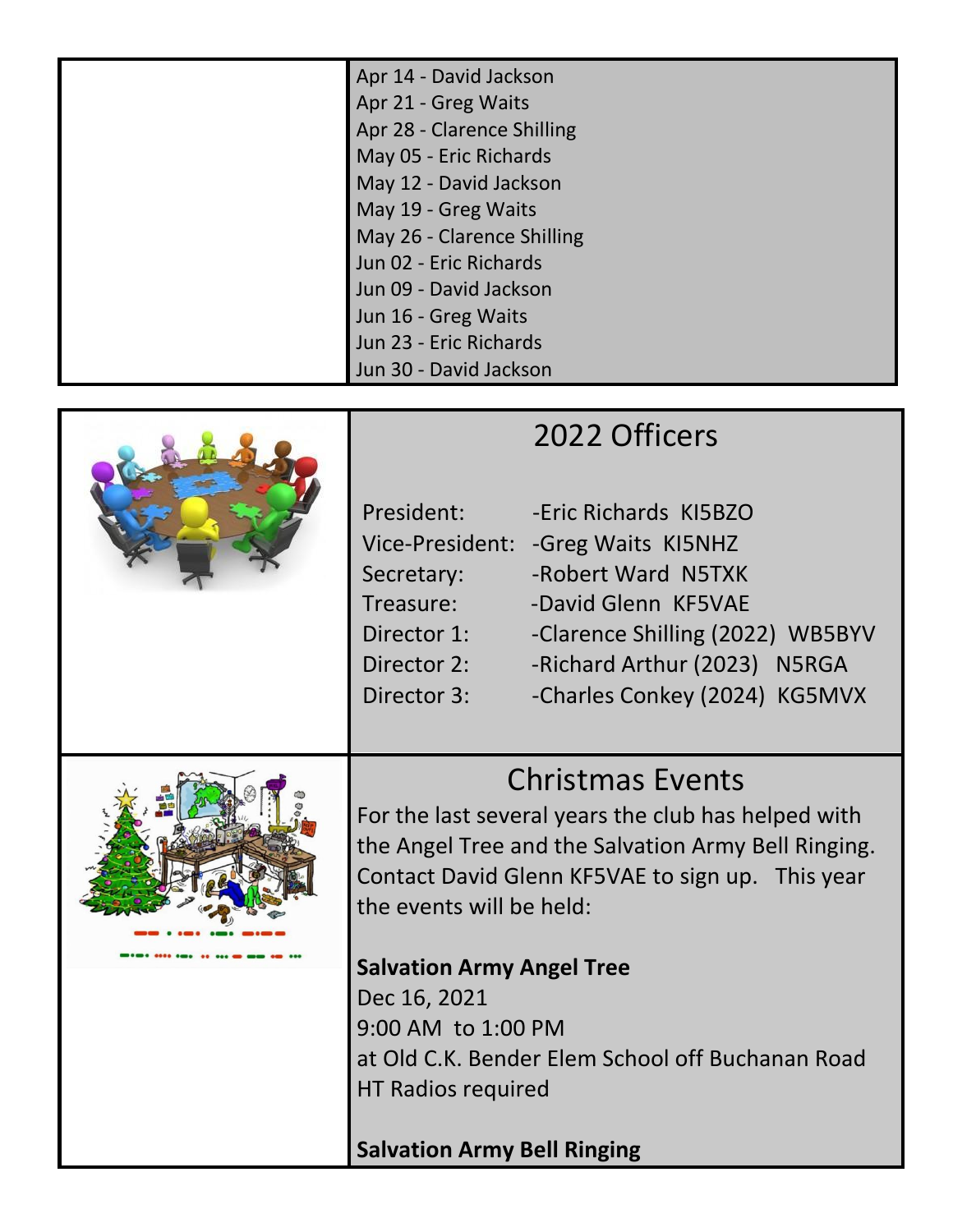Apr 14 - David Jackson
Apr 21 - Greg Waits
Apr 28 - Clarence Shilling
May 05 - Eric Richards
May 12 - David Jackson
May 19 - Greg Waits
May 26 - Clarence Shilling
Jun 02 - Eric Richards
Jun 09 - David Jackson
Jun 16 - Greg Waits
Jun 23 - Eric Richards
Jun 30 - David Jackson

## 2022 Officers

| | |
|---|---|
| President: | -Eric Richards KI5BZO |
| Vice-President: | -Greg Waits KI5NHZ |
| Secretary: | -Robert Ward N5TXK |
| Treasure: | -David Glenn KF5VAE |
| Director 1: | -Clarence Shilling (2022) WB5BYV |
| Director 2: | -Richard Arthur (2023) N5RGA |
| Director 3: | -Charles Conkey (2024) KG5MVX |

## Christmas Events

For the last several years the club has helped with the Angel Tree and the Salvation Army Bell Ringing. Contact David Glenn KF5VAE to sign up. This year the events will be held:

**Salvation Army Angel Tree**
Dec 16, 2021
9:00 AM to 1:00 PM
at Old C.K. Bender Elem School off Buchanan Road
HT Radios required

**Salvation Army Bell Ringing**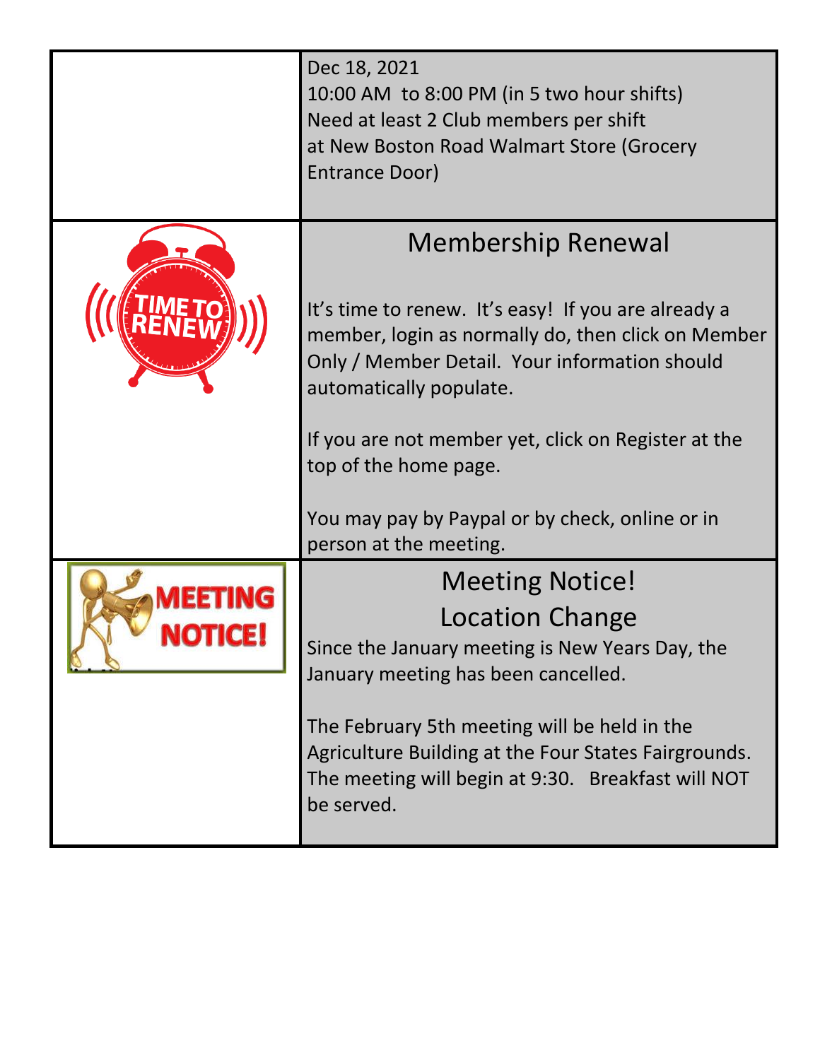Dec 18, 2021
10:00 AM to 8:00 PM (in 5 two hour shifts)
Need at least 2 Club members per shift
at New Boston Road Walmart Store (Grocery Entrance Door)

## Membership Renewal

It's time to renew. It's easy! If you are already a member, login as normally do, then click on Member Only / Member Detail. Your information should automatically populate.

If you are not member yet, click on Register at the top of the home page.

You may pay by Paypal or by check, online or in person at the meeting.

## Meeting Notice!
## Location Change

Since the January meeting is New Years Day, the January meeting has been cancelled.

The February 5th meeting will be held in the Agriculture Building at the Four States Fairgrounds. The meeting will begin at 9:30. Breakfast will NOT be served.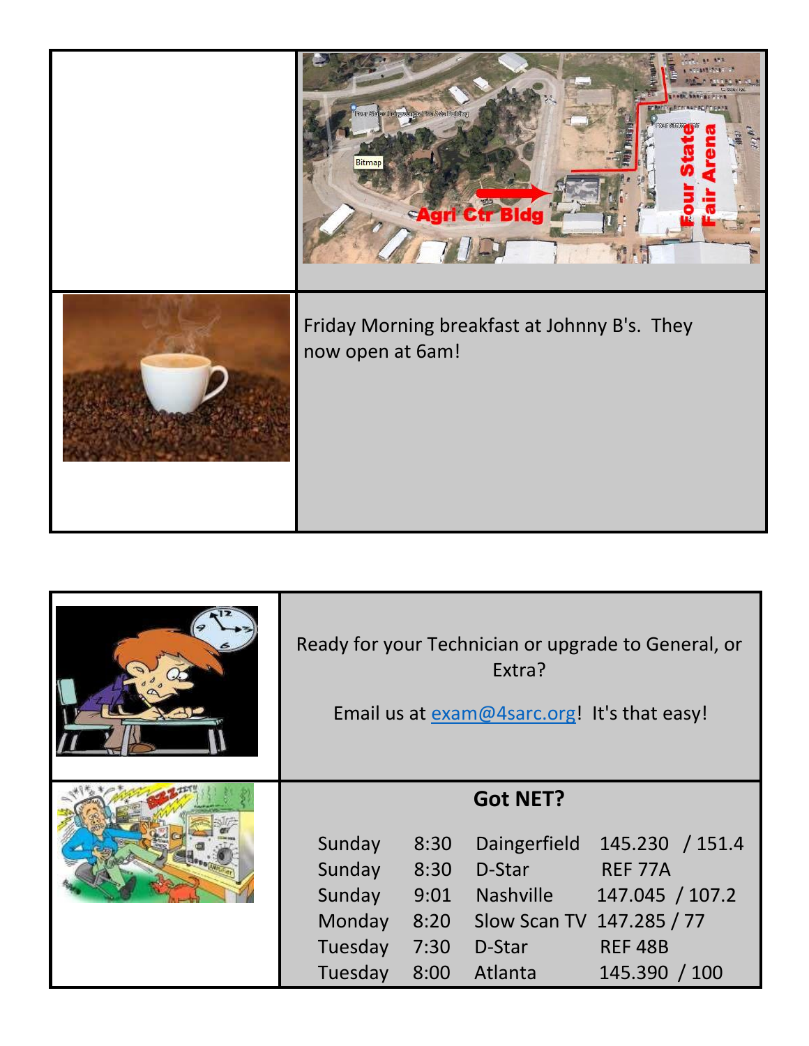Friday Morning breakfast at Johnny B's. They now open at 6am!

Ready for your Technician or upgrade to General, or Extra?

Email us at [exam@4sarc.org](mailto:exam@4sarc.org)! It's that easy!

## Got NET?

| | | | |
|---|---|---|---|
| Sunday | 8:30 | Daingerfield | 145.230 / 151.4 |
| Sunday | 8:30 | D-Star | REF 77A |
| Sunday | 9:01 | Nashville | 147.045 / 107.2 |
| Monday | 8:20 | Slow Scan TV | 147.285 / 77 |
| Tuesday | 7:30 | D-Star | REF 48B |
| Tuesday | 8:00 | Atlanta | 145.390 / 100 |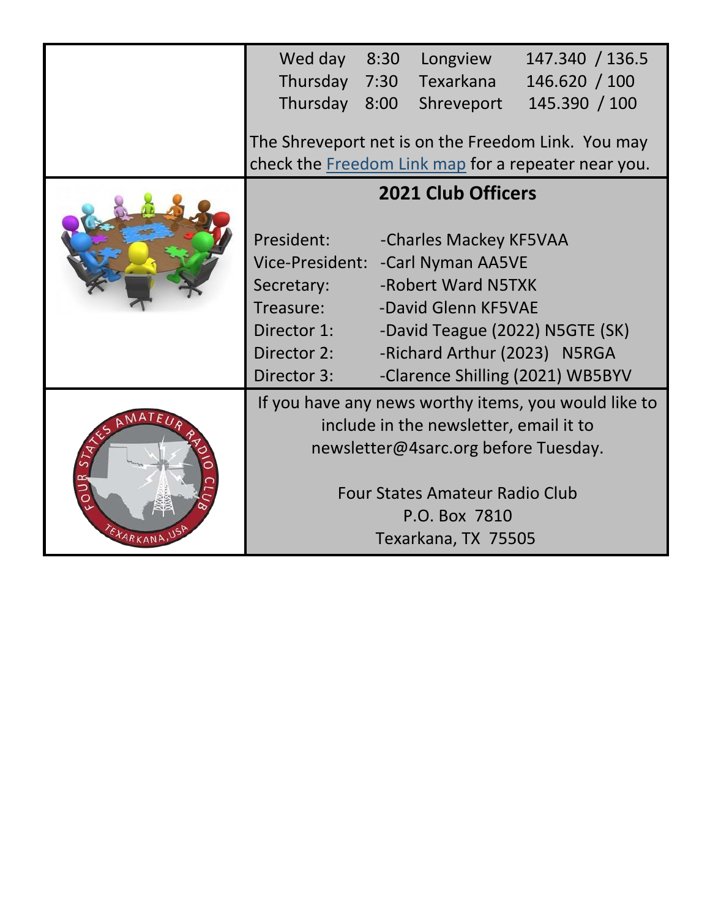| | | | |
|---|---|---|---|
| Wed day | 8:30 | Longview | 147.340 / 136.5 |
| Thursday | 7:30 | Texarkana | 146.620 / 100 |
| Thursday | 8:00 | Shreveport | 145.390 / 100 |

The Shreveport net is on the Freedom Link. You may check the Freedom Link map for a repeater near you.

## 2021 Club Officers

| | |
|---|---|
| President: | -Charles Mackey KF5VAA |
| Vice-President: | -Carl Nyman AA5VE |
| Secretary: | -Robert Ward N5TXK |
| Treasure: | -David Glenn KF5VAE |
| Director 1: | -David Teague (2022) N5GTE (SK) |
| Director 2: | -Richard Arthur (2023) N5RGA |
| Director 3: | -Clarence Shilling (2021) WB5BYV |

If you have any news worthy items, you would like to include in the newsletter, email it to newsletter@4sarc.org before Tuesday.

Four States Amateur Radio Club
P.O. Box 7810
Texarkana, TX 75505